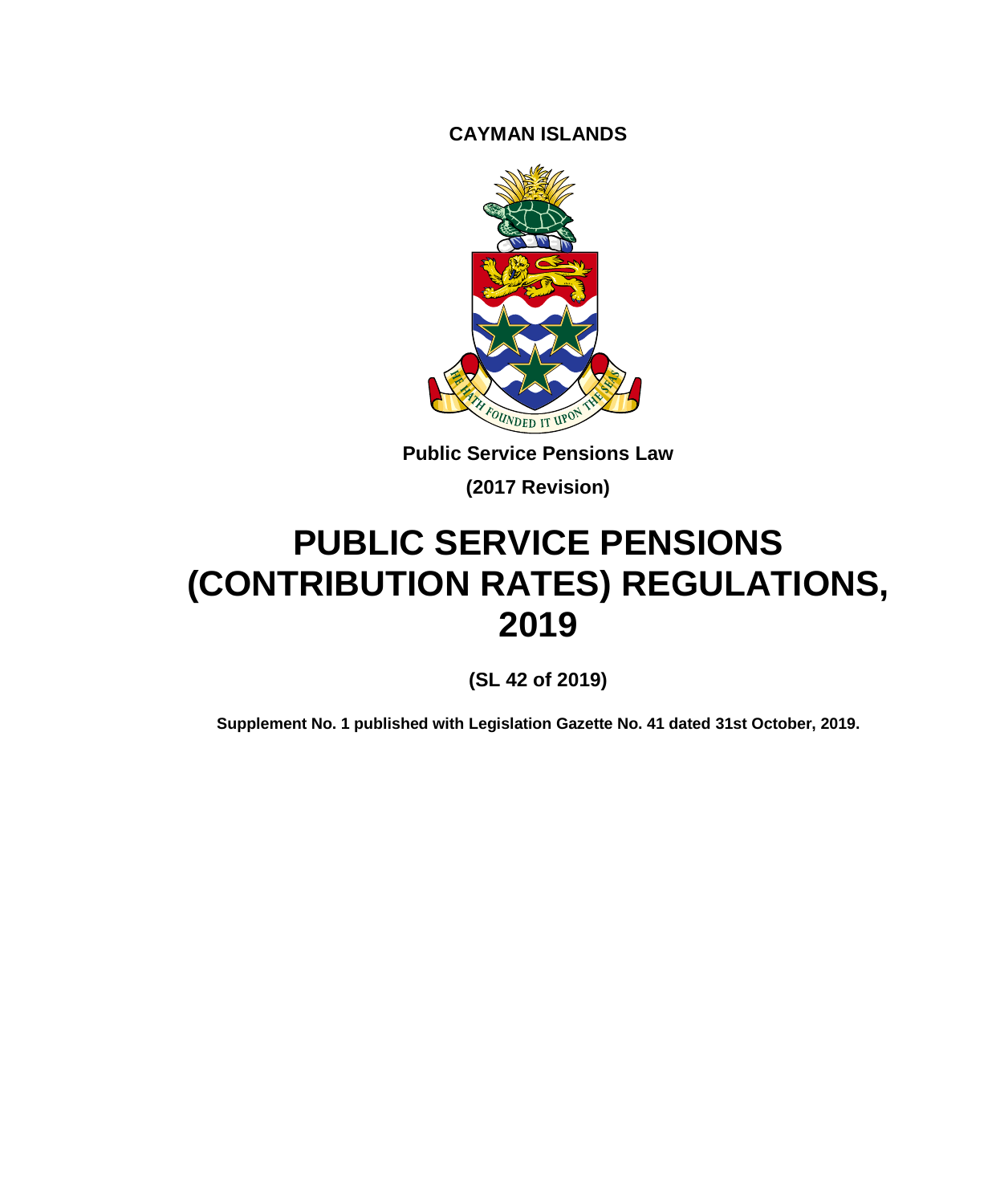**CAYMAN ISLANDS**

**Public Service Pensions Law**

**(2017 Revision)**

# PUBLIC SERVICE PENSIONS (CONTRIBUTION RATES) REGULATIONS, 2019

**(SL 42 of 2019)**

**Supplement No. 1 published with Legislation Gazette No. 41 dated 31st October, 2019.**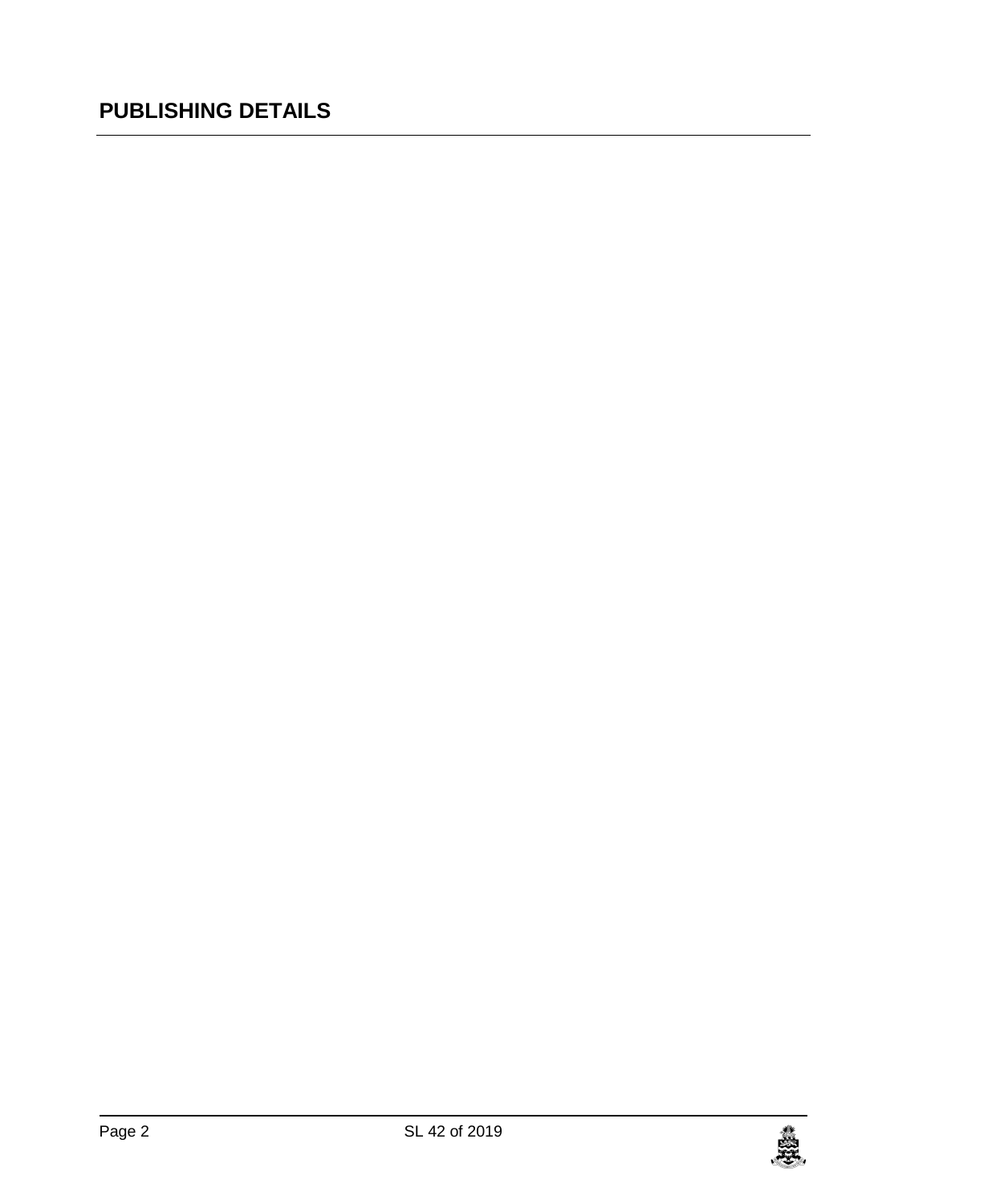## PUBLISHING DETAILS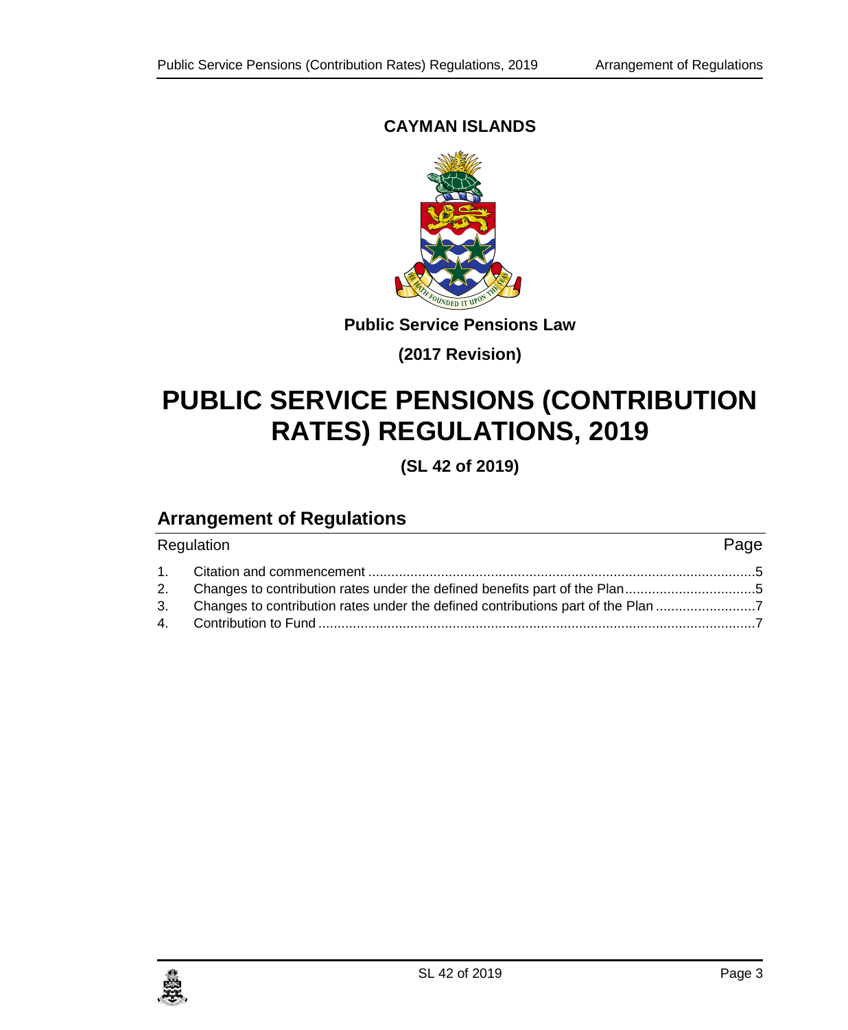**CAYMAN ISLANDS**

**Public Service Pensions Law**

**(2017 Revision)**

# PUBLIC SERVICE PENSIONS (CONTRIBUTION RATES) REGULATIONS, 2019

**(SL 42 of 2019)**

## Arrangement of Regulations

| Regulation | | Page |
|---|---|---|
| 1. | Citation and commencement | 5 |
| 2. | Changes to contribution rates under the defined benefits part of the Plan | 5 |
| 3. | Changes to contribution rates under the defined contributions part of the Plan | 7 |
| 4. | Contribution to Fund | 7 |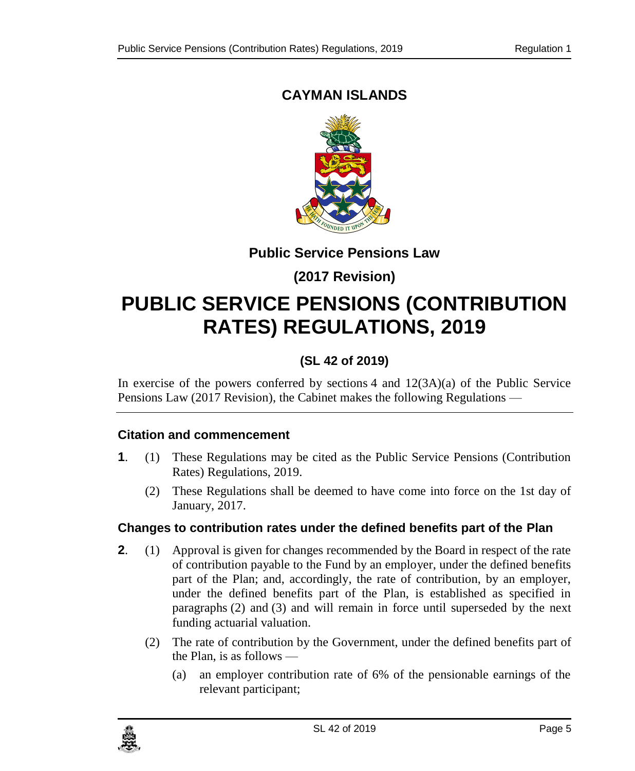# CAYMAN ISLANDS

## Public Service Pensions Law

## (2017 Revision)

# PUBLIC SERVICE PENSIONS (CONTRIBUTION RATES) REGULATIONS, 2019

## (SL 42 of 2019)

In exercise of the powers conferred by sections 4 and 12(3A)(a) of the Public Service Pensions Law (2017 Revision), the Cabinet makes the following Regulations —

---

### Citation and commencement

**1**. (1) These Regulations may be cited as the Public Service Pensions (Contribution Rates) Regulations, 2019.

(2) These Regulations shall be deemed to have come into force on the 1st day of January, 2017.

### Changes to contribution rates under the defined benefits part of the Plan

**2**. (1) Approval is given for changes recommended by the Board in respect of the rate of contribution payable to the Fund by an employer, under the defined benefits part of the Plan; and, accordingly, the rate of contribution, by an employer, under the defined benefits part of the Plan, is established as specified in paragraphs (2) and (3) and will remain in force until superseded by the next funding actuarial valuation.

(2) The rate of contribution by the Government, under the defined benefits part of the Plan, is as follows —

(a) an employer contribution rate of 6% of the pensionable earnings of the relevant participant;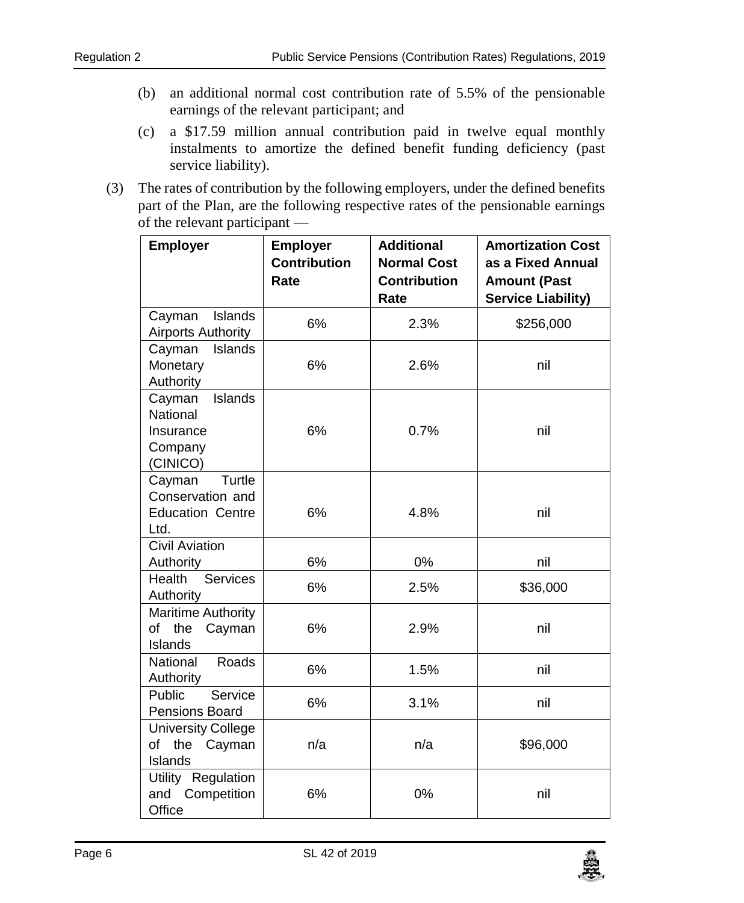(b) an additional normal cost contribution rate of 5.5% of the pensionable earnings of the relevant participant; and

(c) a $17.59 million annual contribution paid in twelve equal monthly instalments to amortize the defined benefit funding deficiency (past service liability).

(3) The rates of contribution by the following employers, under the defined benefits part of the Plan, are the following respective rates of the pensionable earnings of the relevant participant —

| Employer | Employer Contribution Rate | Additional Normal Cost Contribution Rate | Amortization Cost as a Fixed Annual Amount (Past Service Liability) |
|---|---|---|---|
| Cayman Islands Airports Authority | 6% | 2.3% | $256,000 |
| Cayman Islands Monetary Authority | 6% | 2.6% | nil |
| Cayman Islands National Insurance Company (CINICO) | 6% | 0.7% | nil |
| Cayman Turtle Conservation and Education Centre Ltd. | 6% | 4.8% | nil |
| Civil Aviation Authority | 6% | 0% | nil |
| Health Services Authority | 6% | 2.5% | $36,000 |
| Maritime Authority of the Cayman Islands | 6% | 2.9% | nil |
| National Roads Authority | 6% | 1.5% | nil |
| Public Service Pensions Board | 6% | 3.1% | nil |
| University College of the Cayman Islands | n/a | n/a | $96,000 |
| Utility Regulation and Competition Office | 6% | 0% | nil |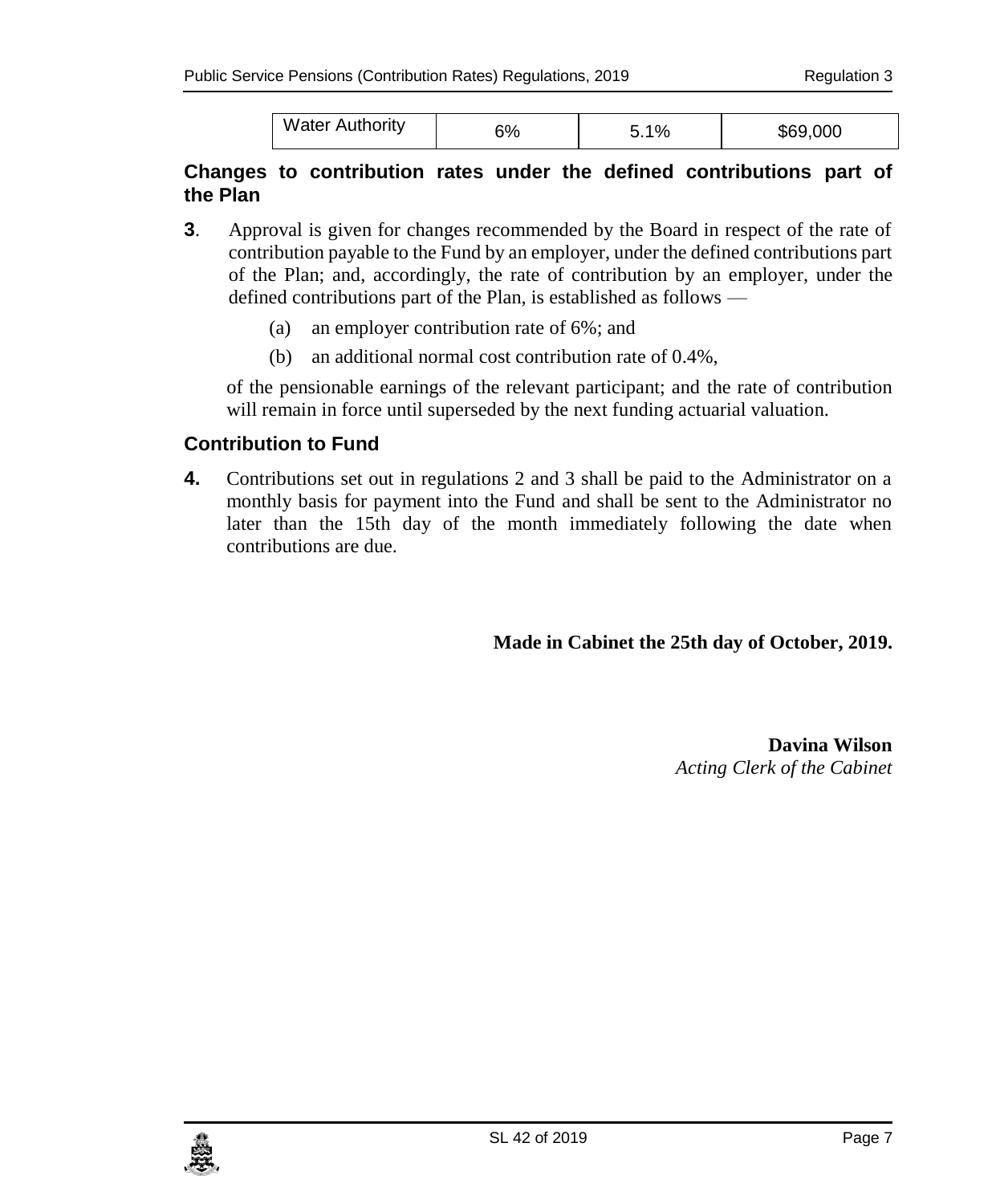| | | | |
|---|---|---|---|
| Water Authority | 6% | 5.1% | $69,000 |

## Changes to contribution rates under the defined contributions part of the Plan

**3**. Approval is given for changes recommended by the Board in respect of the rate of contribution payable to the Fund by an employer, under the defined contributions part of the Plan; and, accordingly, the rate of contribution by an employer, under the defined contributions part of the Plan, is established as follows —

(a) an employer contribution rate of 6%; and

(b) an additional normal cost contribution rate of 0.4%,

of the pensionable earnings of the relevant participant; and the rate of contribution will remain in force until superseded by the next funding actuarial valuation.

## Contribution to Fund

**4.** Contributions set out in regulations 2 and 3 shall be paid to the Administrator on a monthly basis for payment into the Fund and shall be sent to the Administrator no later than the 15th day of the month immediately following the date when contributions are due.

**Made in Cabinet the 25th day of October, 2019.**

**Davina Wilson**
*Acting Clerk of the Cabinet*